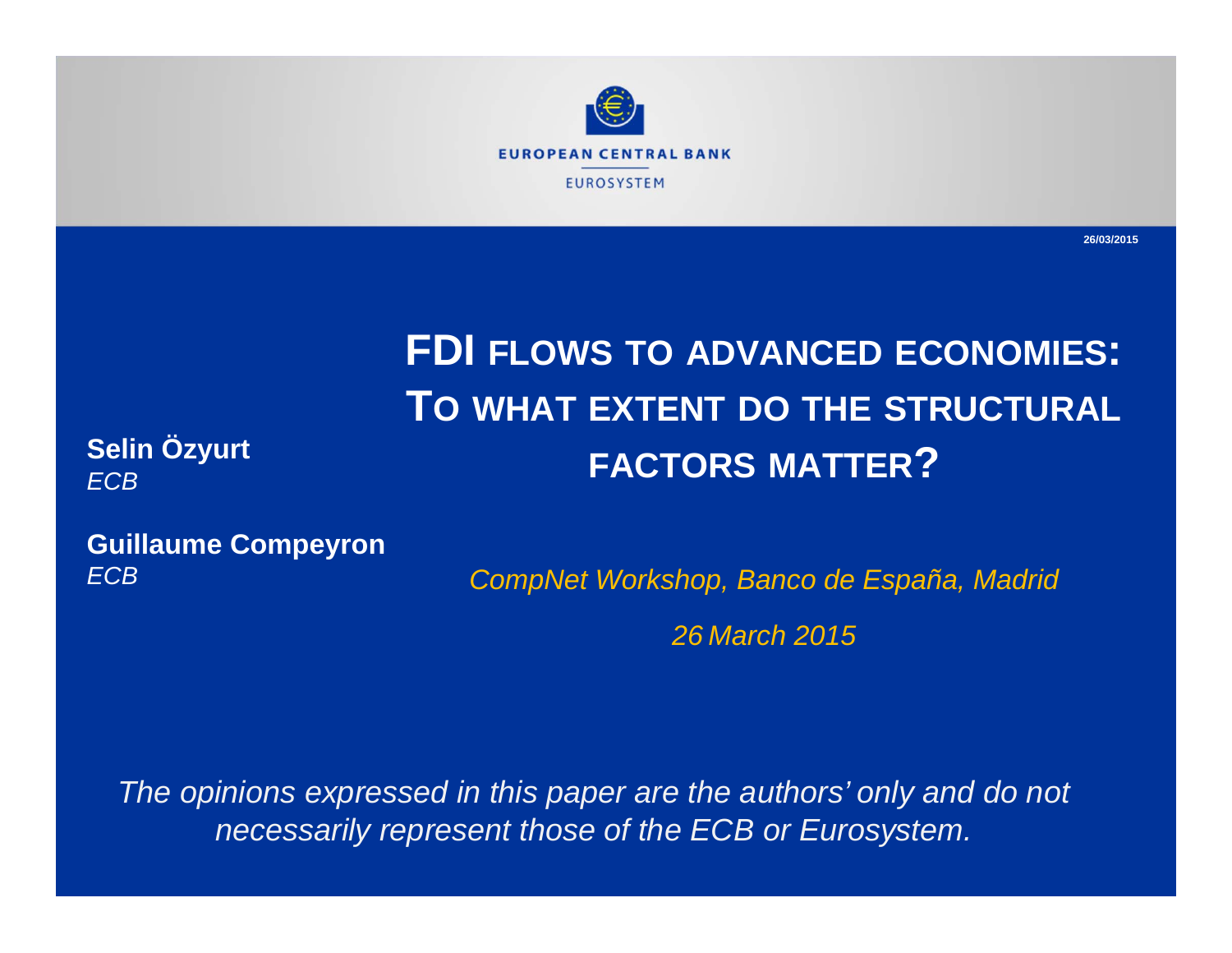EUROPEAN CENTRAL BANK

EUROSYSTEM

26/03/2015

# FDI FLOWS TO ADVANCED ECONOMIES: TO WHAT EXTENT DO THE STRUCTURAL FACTORS MATTER?

**Selin Özyurt**
*ECB*

**Guillaume Compeyron**
*ECB*

*CompNet Workshop, Banco de España, Madrid*

*26 March 2015*

*The opinions expressed in this paper are the authors' only and do not necessarily represent those of the ECB or Eurosystem.*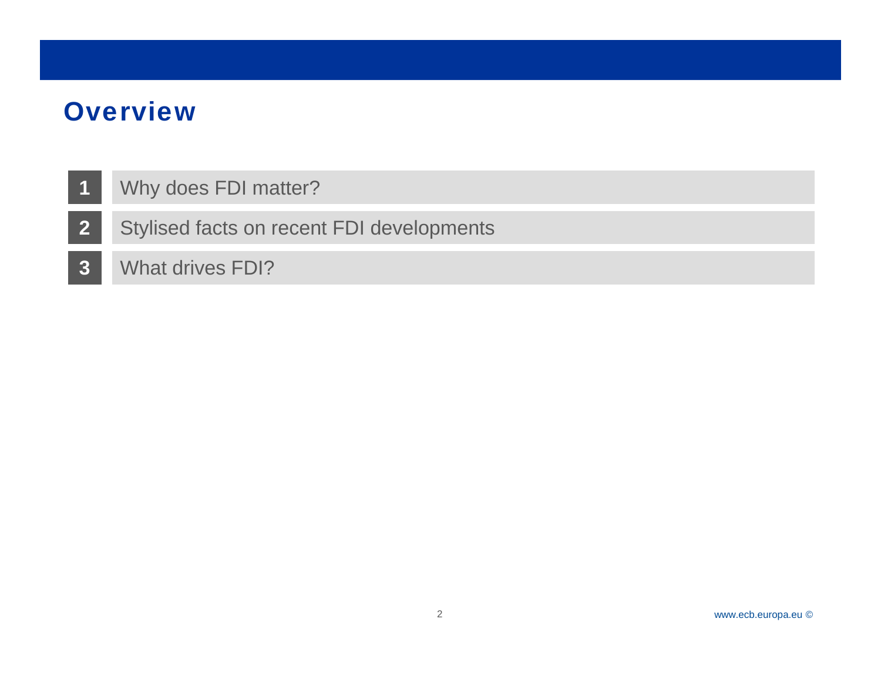# Overview

1. Why does FDI matter?
2. Stylised facts on recent FDI developments
3. What drives FDI?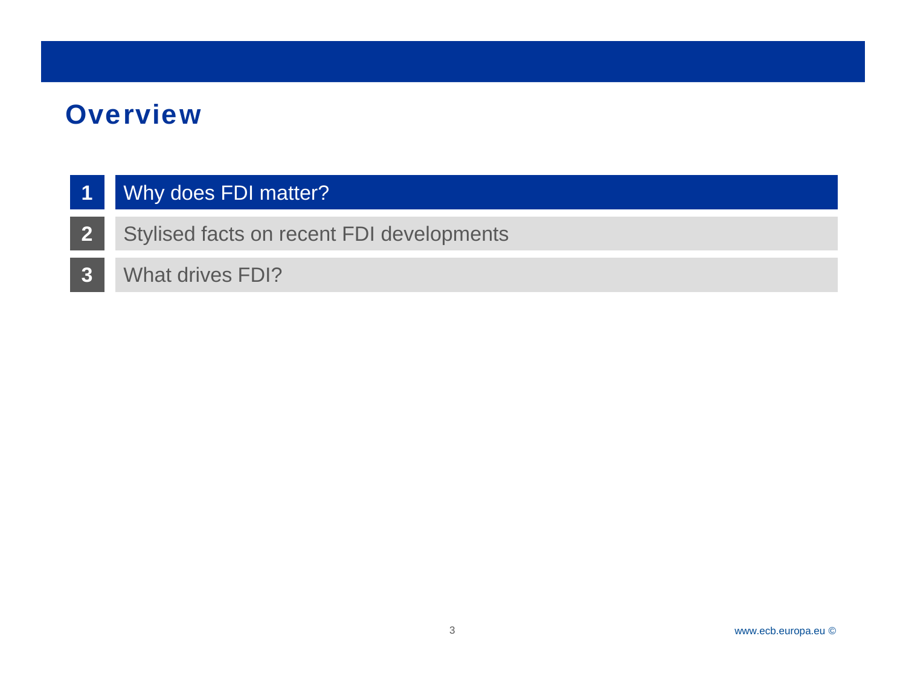# Overview

1. **Why does FDI matter?**
2. Stylised facts on recent FDI developments
3. What drives FDI?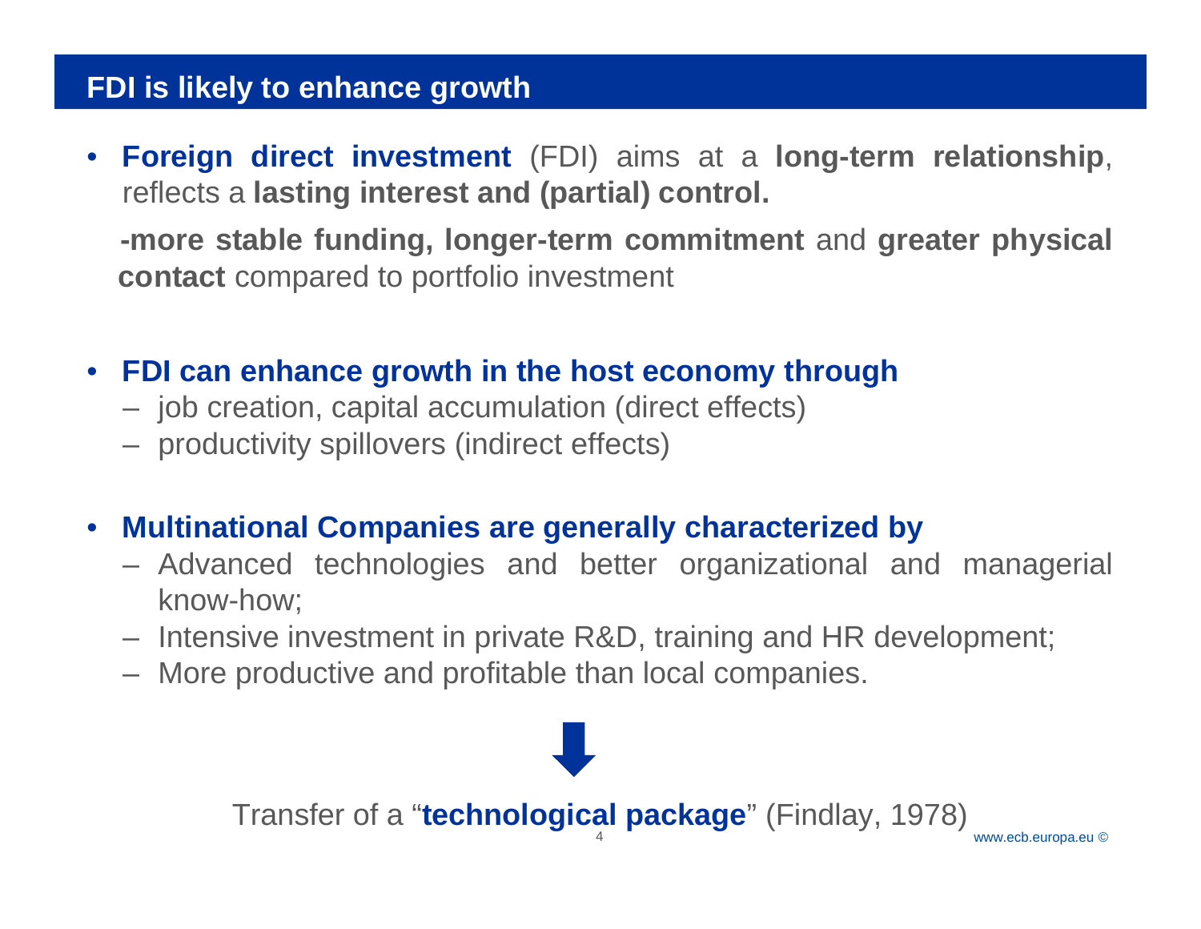## FDI is likely to enhance growth

- **Foreign direct investment** (FDI) aims at a **long-term relationship**, reflects a **lasting interest and (partial) control.**

  **-more stable funding, longer-term commitment** and **greater physical contact** compared to portfolio investment

- **FDI can enhance growth in the host economy through**
  - job creation, capital accumulation (direct effects)
  - productivity spillovers (indirect effects)

- **Multinational Companies are generally characterized by**
  - Advanced technologies and better organizational and managerial know-how;
  - Intensive investment in private R&D, training and HR development;
  - More productive and profitable than local companies.

⬇

Transfer of a "**technological package**" (Findlay, 1978)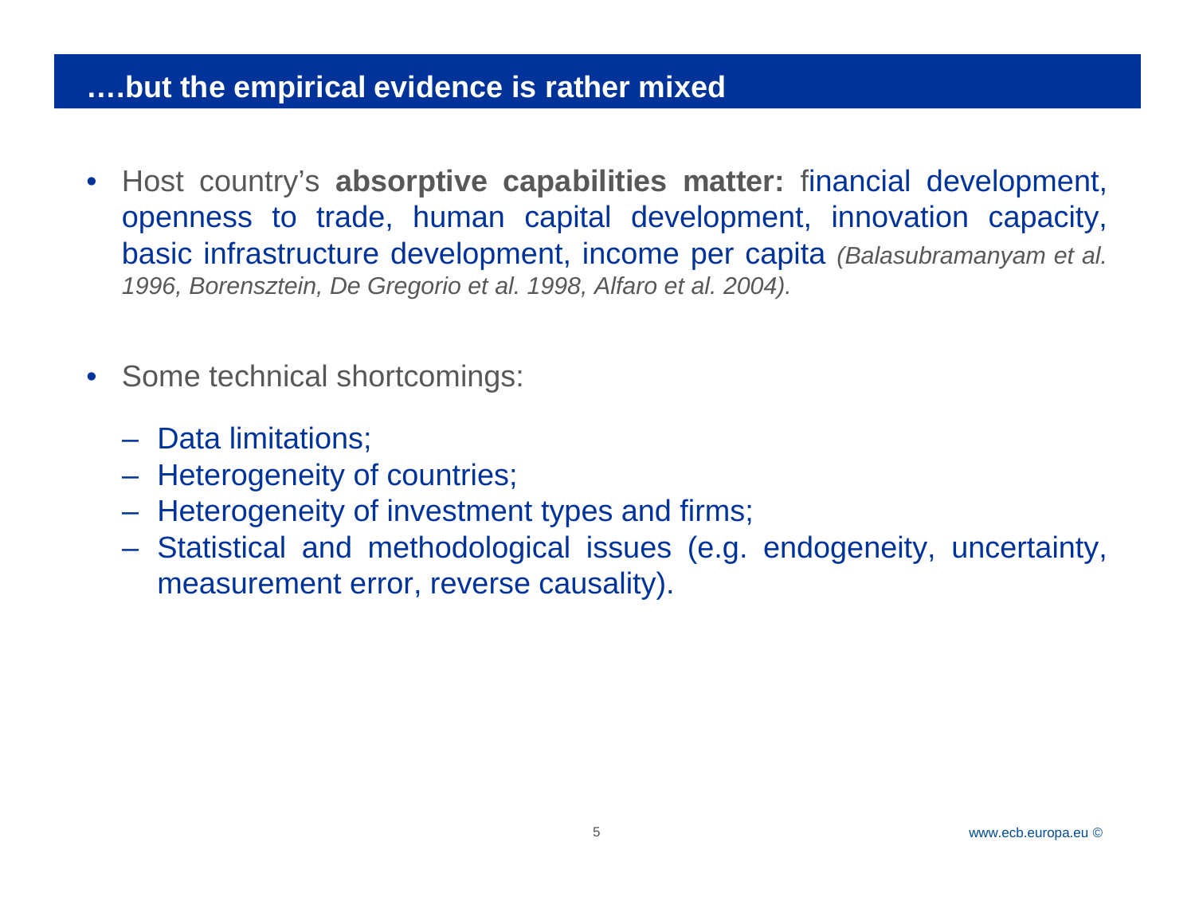## ….but the empirical evidence is rather mixed

- Host country's **absorptive capabilities matter:** financial development, openness to trade, human capital development, innovation capacity, basic infrastructure development, income per capita *(Balasubramanyam et al. 1996, Borensztein, De Gregorio et al. 1998, Alfaro et al. 2004).*

- Some technical shortcomings:
  - Data limitations;
  - Heterogeneity of countries;
  - Heterogeneity of investment types and firms;
  - Statistical and methodological issues (e.g. endogeneity, uncertainty, measurement error, reverse causality).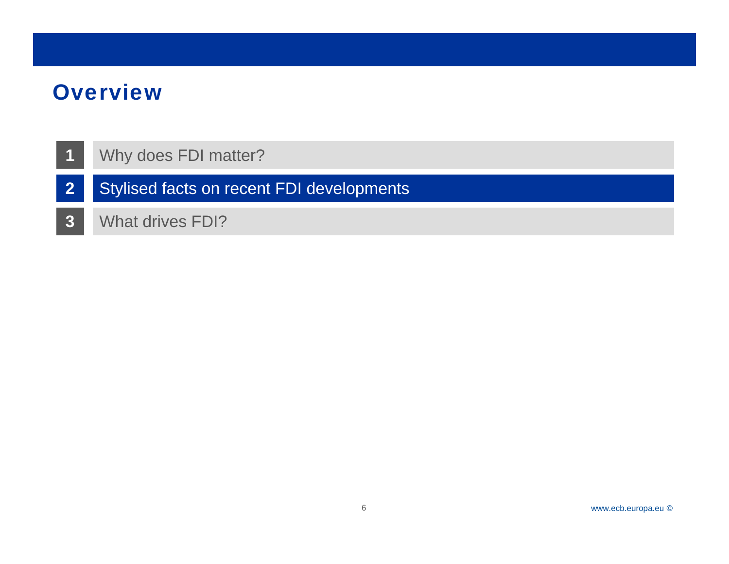# Overview

1. Why does FDI matter?
2. **Stylised facts on recent FDI developments**
3. What drives FDI?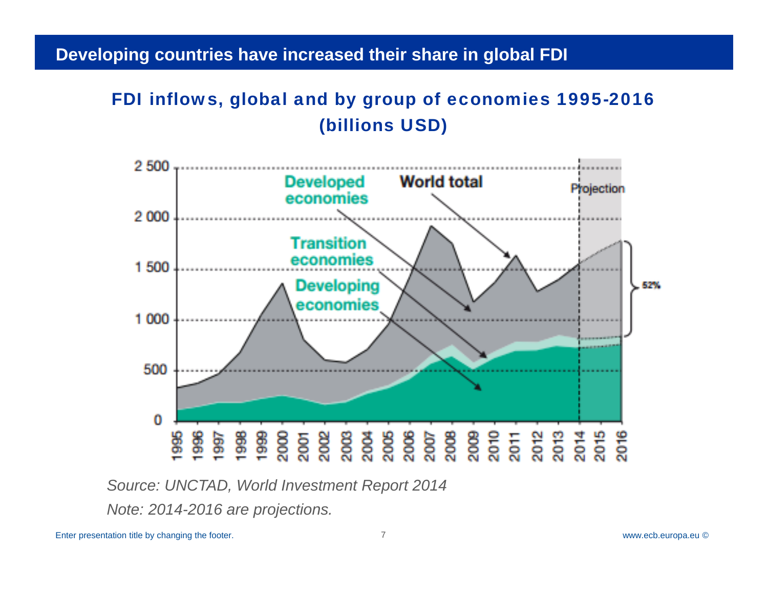# Developing countries have increased their share in global FDI

## FDI inflows, global and by group of economies 1995-2016 (billions USD)

*Source: UNCTAD, World Investment Report 2014*

*Note: 2014-2016 are projections.*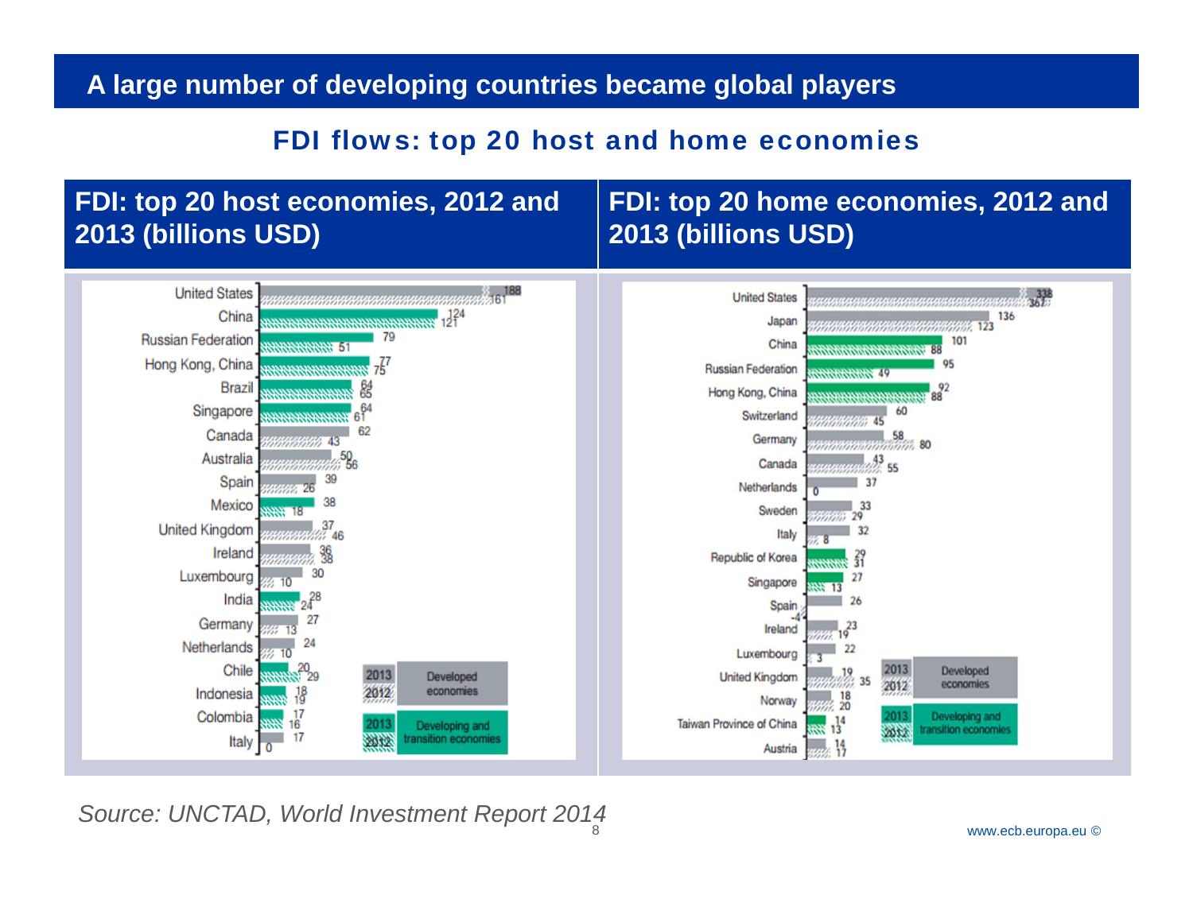# A large number of developing countries became global players

## FDI flows: top 20 host and home economies

### FDI: top 20 host economies, 2012 and 2013 (billions USD)

| Economy | 2013 | 2012 |
|---|---|---|
| United States | 188 | 161 |
| China | 124 | 121 |
| Russian Federation | 79 | 51 |
| Hong Kong, China | 77 | 75 |
| Brazil | 64 | 65 |
| Singapore | 64 | 61 |
| Canada | 62 | 43 |
| Australia | 50 | 56 |
| Spain | 39 | 26 |
| Mexico | 38 | 18 |
| United Kingdom | 37 | 46 |
| Ireland | 36 | 38 |
| Luxembourg | 30 | 10 |
| India | 28 | 24 |
| Germany | 27 | 13 |
| Netherlands | 24 | 10 |
| Chile | 20 | 29 |
| Indonesia | 18 | 19 |
| Colombia | 17 | 16 |
| Italy | 17 | 0 |

Legend: Developed economies (2013, 2012); Developing and transition economies (2013, 2012)

### FDI: top 20 home economies, 2012 and 2013 (billions USD)

| Economy | 2013 | 2012 |
|---|---|---|
| United States | 338 | 367 |
| Japan | 136 | 123 |
| China | 101 | 88 |
| Russian Federation | 95 | 49 |
| Hong Kong, China | 92 | 88 |
| Switzerland | 60 | 45 |
| Germany | 58 | 80 |
| Canada | 43 | 55 |
| Netherlands | 37 | 0 |
| Sweden | 33 | 29 |
| Italy | 32 | 8 |
| Republic of Korea | 29 | 31 |
| Singapore | 27 | 13 |
| Spain | 26 | -4 |
| Ireland | 23 | 19 |
| Luxembourg | 22 | 3 |
| United Kingdom | 19 | 35 |
| Norway | 18 | 20 |
| Taiwan Province of China | 14 | 13 |
| Austria | 14 | 17 |

Legend: Developed economies (2013, 2012); Developing and transition economies (2013, 2012)

*Source: UNCTAD, World Investment Report 2014*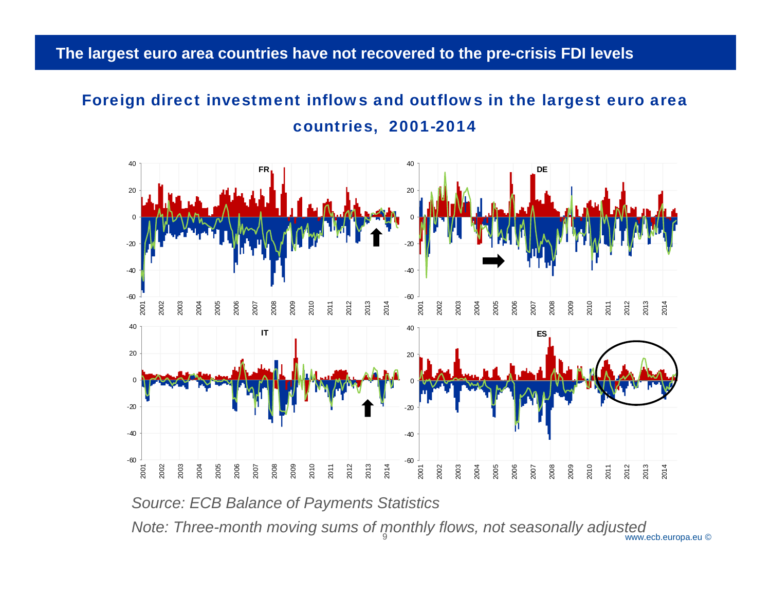# The largest euro area countries have not recovered to the pre-crisis FDI levels

## Foreign direct investment inflows and outflows in the largest euro area countries, 2001-2014

*Source: ECB Balance of Payments Statistics*

*Note: Three-month moving sums of monthly flows, not seasonally adjusted*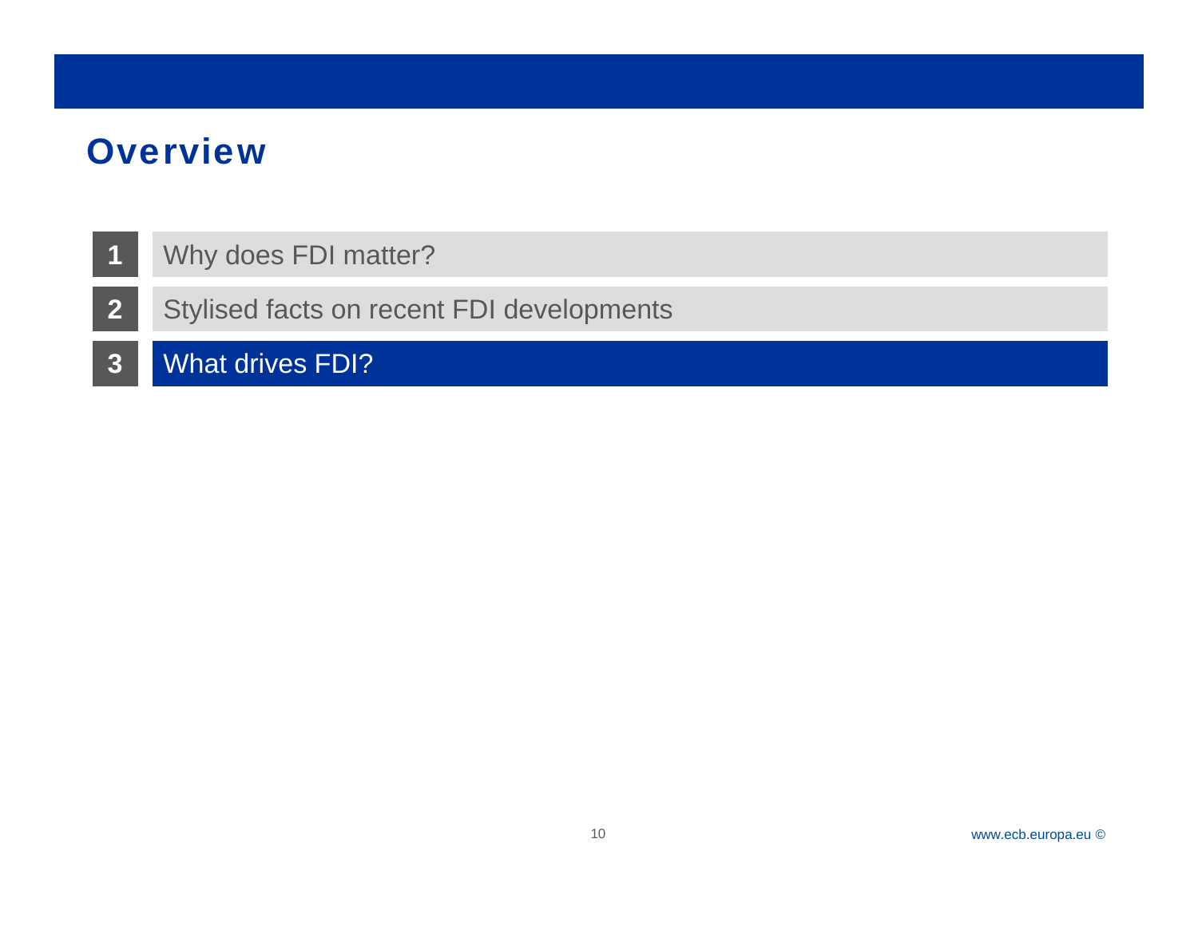# Overview

1. Why does FDI matter?
2. Stylised facts on recent FDI developments
3. What drives FDI?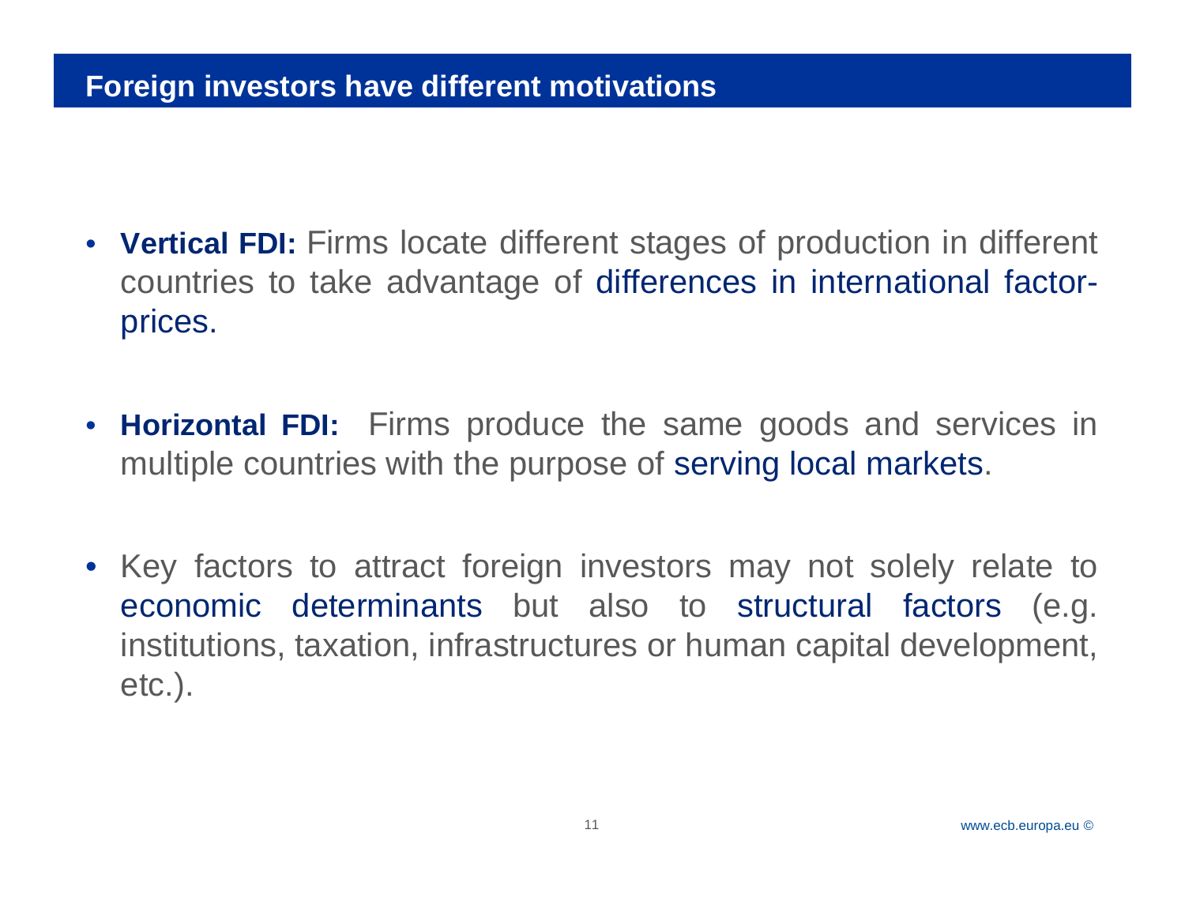## Foreign investors have different motivations

- **Vertical FDI:** Firms locate different stages of production in different countries to take advantage of differences in international factor-prices.
- **Horizontal FDI:** Firms produce the same goods and services in multiple countries with the purpose of serving local markets.
- Key factors to attract foreign investors may not solely relate to economic determinants but also to structural factors (e.g. institutions, taxation, infrastructures or human capital development, etc.).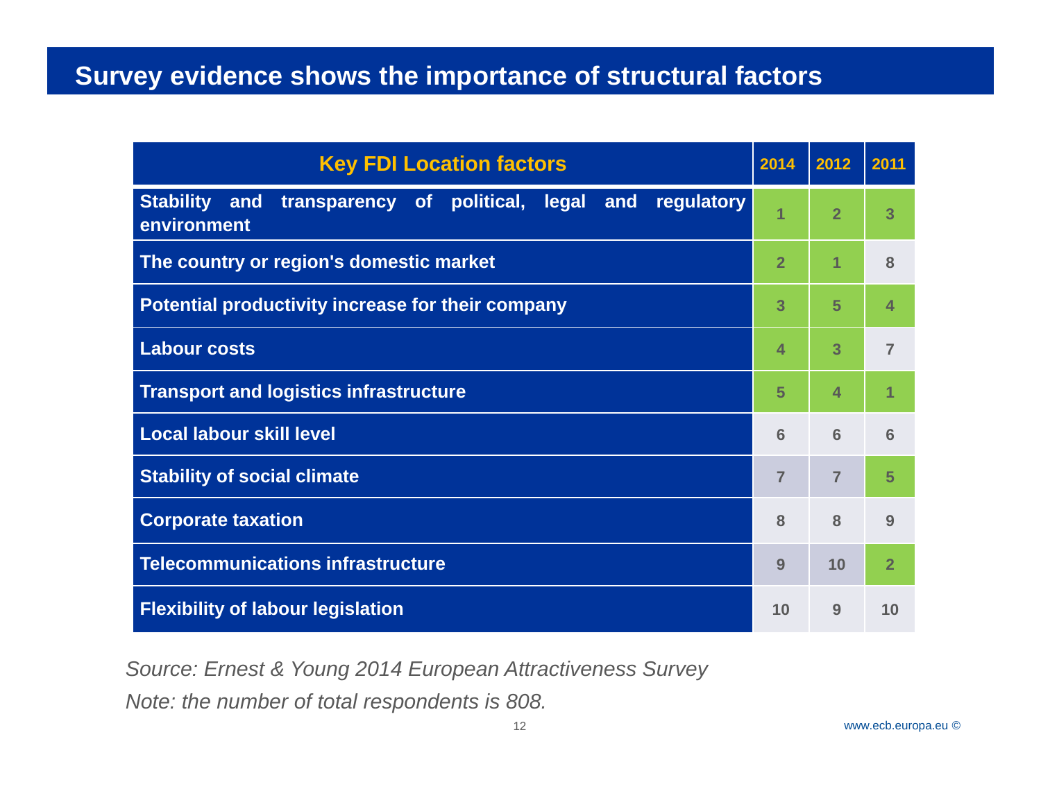# Survey evidence shows the importance of structural factors

| Key FDI Location factors | 2014 | 2012 | 2011 |
|---|---|---|---|
| Stability and transparency of political, legal and regulatory environment | 1 | 2 | 3 |
| The country or region's domestic market | 2 | 1 | 8 |
| Potential productivity increase for their company | 3 | 5 | 4 |
| Labour costs | 4 | 3 | 7 |
| Transport and logistics infrastructure | 5 | 4 | 1 |
| Local labour skill level | 6 | 6 | 6 |
| Stability of social climate | 7 | 7 | 5 |
| Corporate taxation | 8 | 8 | 9 |
| Telecommunications infrastructure | 9 | 10 | 2 |
| Flexibility of labour legislation | 10 | 9 | 10 |

*Source: Ernest & Young 2014 European Attractiveness Survey*

*Note: the number of total respondents is 808.*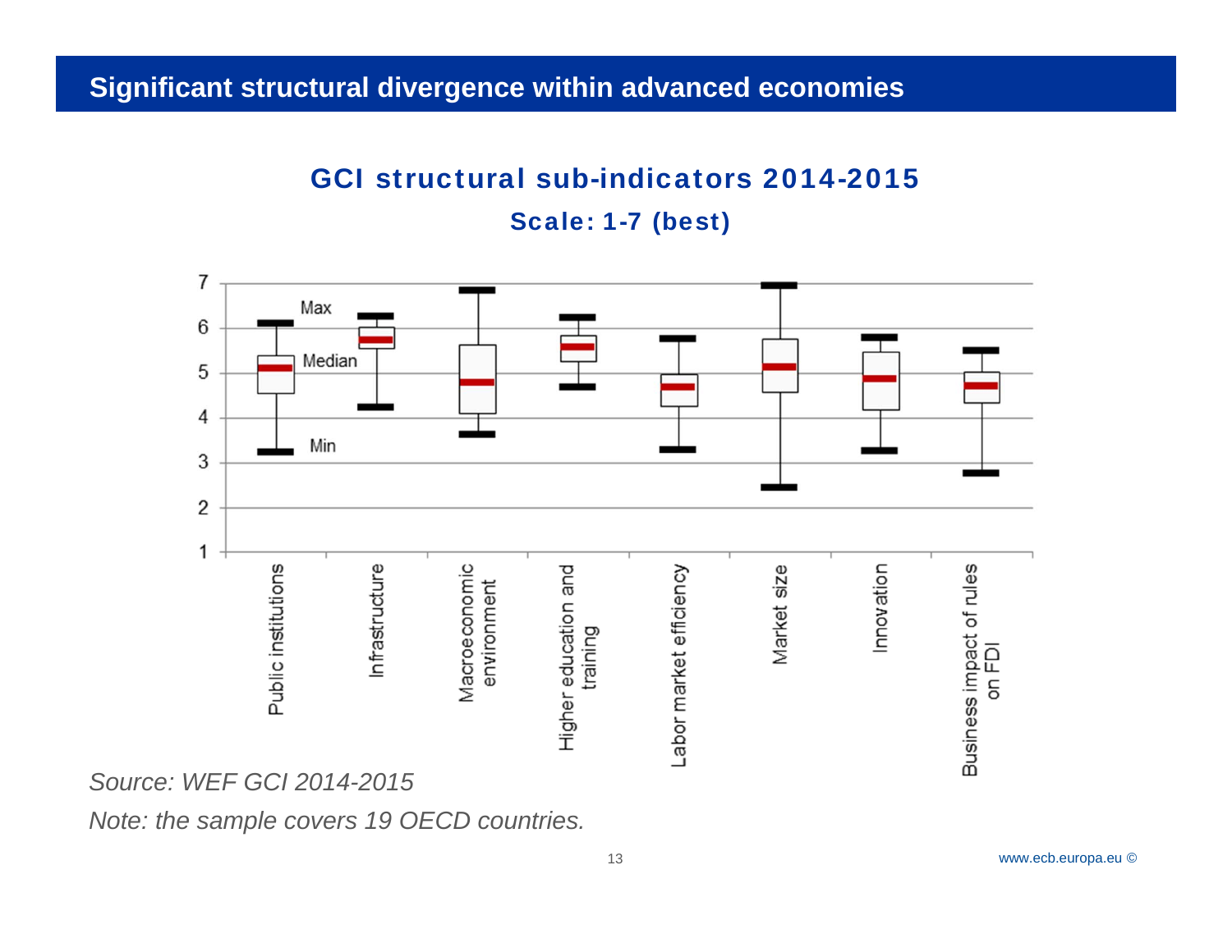# Significant structural divergence within advanced economies

## GCI structural sub-indicators 2014-2015

**Scale: 1-7 (best)**

*Source: WEF GCI 2014-2015*

*Note: the sample covers 19 OECD countries.*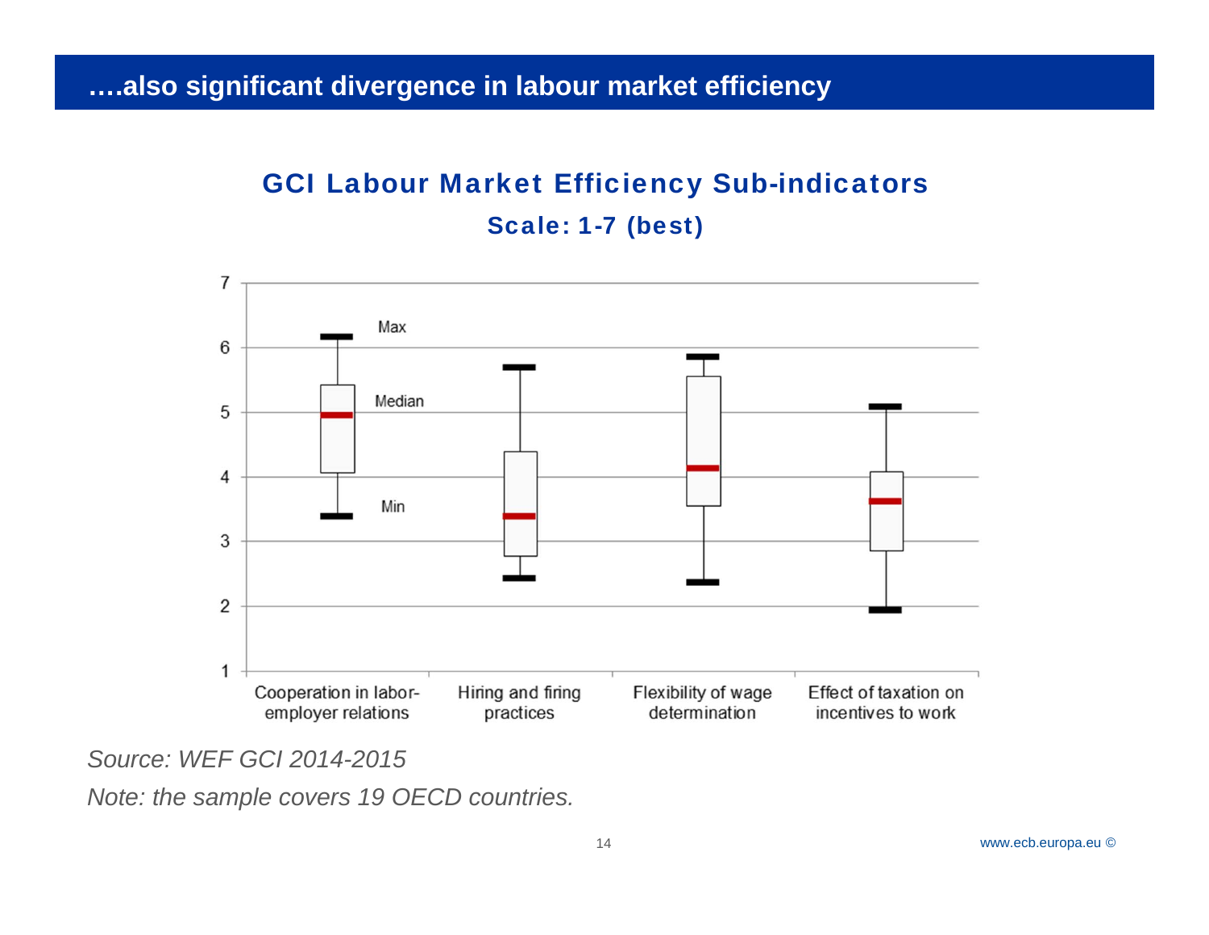# ….also significant divergence in labour market efficiency

## GCI Labour Market Efficiency Sub-indicators

### Scale: 1-7 (best)

*Source: WEF GCI 2014-2015*

*Note: the sample covers 19 OECD countries.*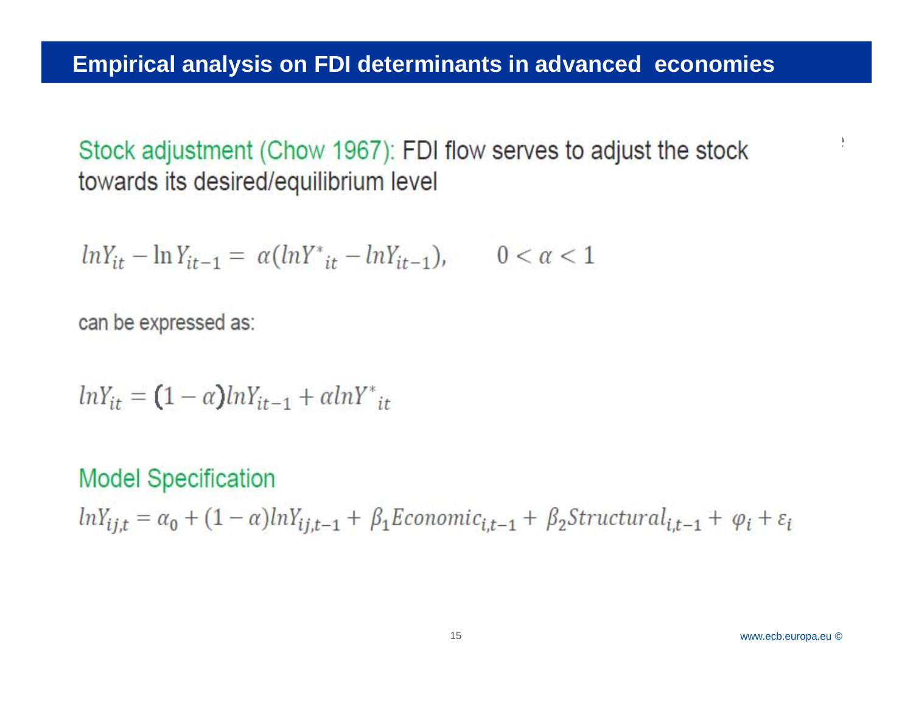# Empirical analysis on FDI determinants in advanced economies

Stock adjustment (Chow 1967): FDI flow serves to adjust the stock towards its desired/equilibrium level

$$lnY_{it} - \ln Y_{it-1} = \alpha(lnY^*_{it} - lnY_{it-1}), \qquad 0 < \alpha < 1$$

can be expressed as:

$$lnY_{it} = (1-\alpha)lnY_{it-1} + \alpha lnY^*_{it}$$

Model Specification

$$lnY_{ij,t} = \alpha_0 + (1-\alpha)lnY_{ij,t-1} + \beta_1 Economic_{i,t-1} + \beta_2 Structural_{i,t-1} + \varphi_i + \varepsilon_i$$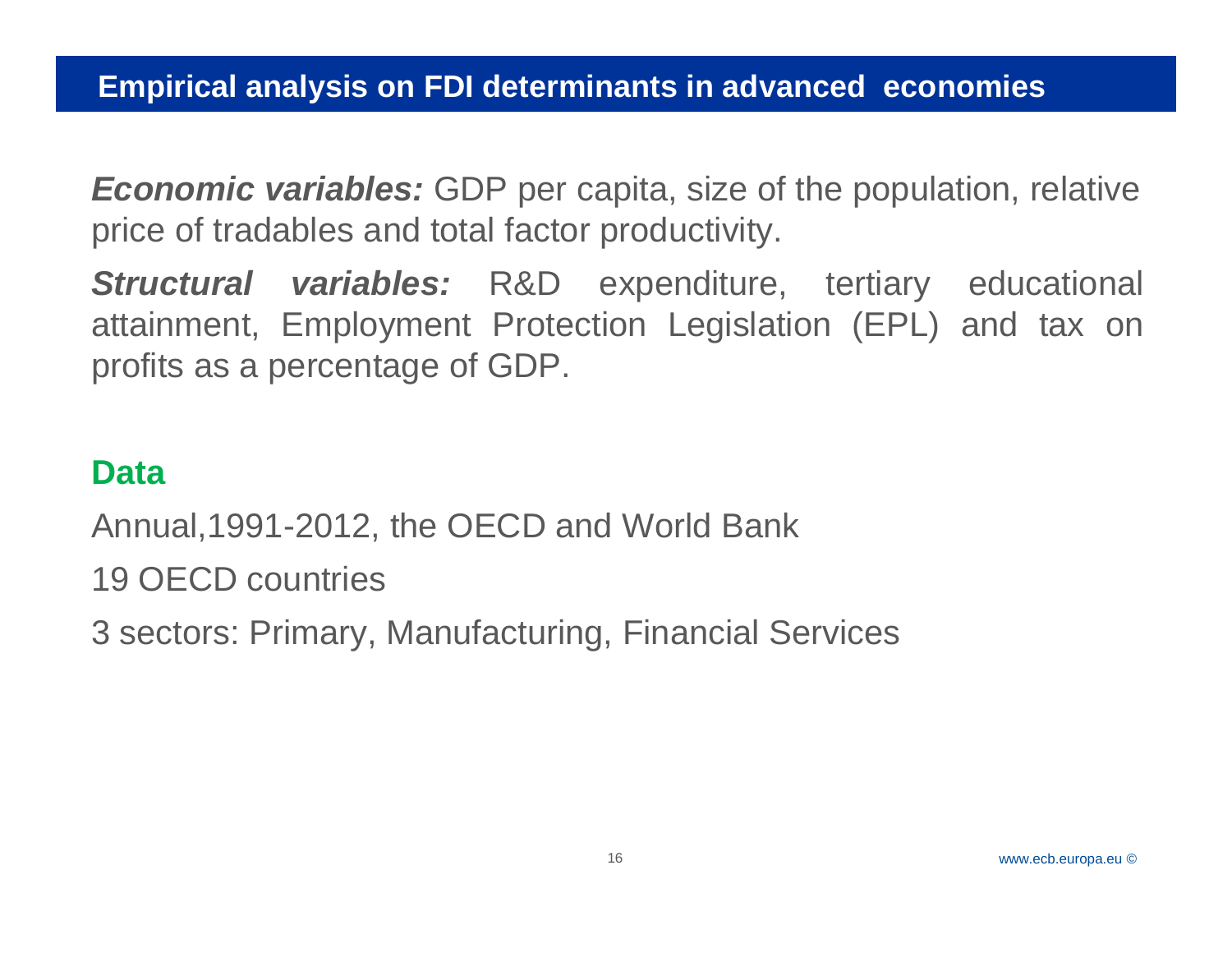# Empirical analysis on FDI determinants in advanced economies

***Economic variables:*** GDP per capita, size of the population, relative price of tradables and total factor productivity.

***Structural variables:*** R&D expenditure, tertiary educational attainment, Employment Protection Legislation (EPL) and tax on profits as a percentage of GDP.

## Data

Annual,1991-2012, the OECD and World Bank

19 OECD countries

3 sectors: Primary, Manufacturing, Financial Services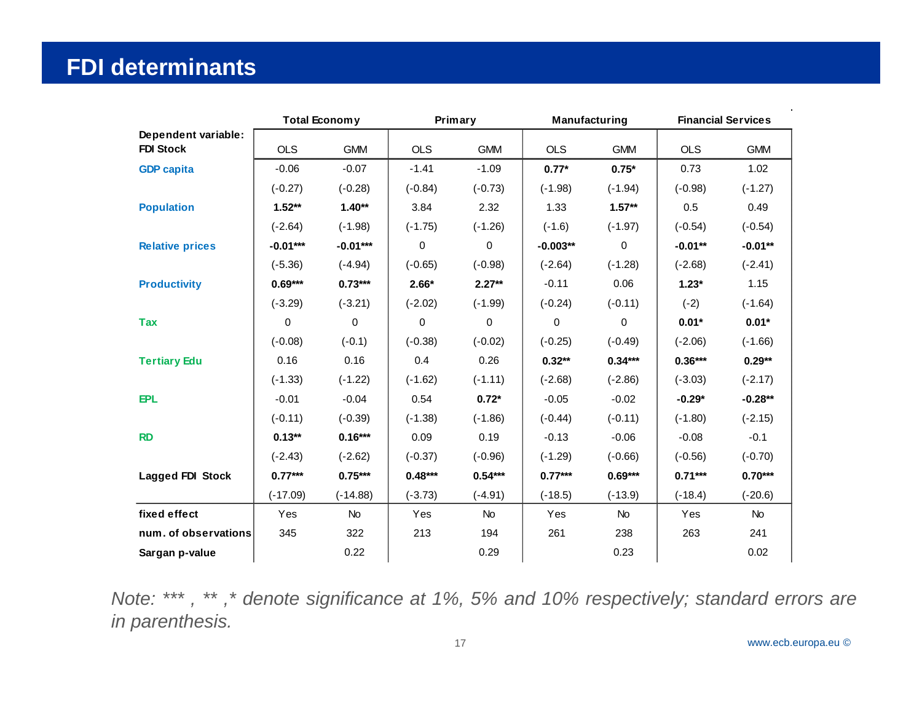# FDI determinants

| Dependent variable: FDI Stock | Total Economy | | Primary | | Manufacturing | | Financial Services | |
|---|---|---|---|---|---|---|---|---|
| | OLS | GMM | OLS | GMM | OLS | GMM | OLS | GMM |
| GDP capita | -0.06 | -0.07 | -1.41 | -1.09 | **0.77*** | **0.75*** | 0.73 | 1.02 |
| | (-0.27) | (-0.28) | (-0.84) | (-0.73) | (-1.98) | (-1.94) | (-0.98) | (-1.27) |
| Population | **1.52**** | **1.40**** | 3.84 | 2.32 | 1.33 | **1.57**** | 0.5 | 0.49 |
| | (-2.64) | (-1.98) | (-1.75) | (-1.26) | (-1.6) | (-1.97) | (-0.54) | (-0.54) |
| Relative prices | **-0.01***** | **-0.01***** | 0 | 0 | **-0.003**** | 0 | **-0.01**** | **-0.01**** |
| | (-5.36) | (-4.94) | (-0.65) | (-0.98) | (-2.64) | (-1.28) | (-2.68) | (-2.41) |
| Productivity | **0.69***** | **0.73***** | **2.66*** | **2.27**** | -0.11 | 0.06 | **1.23*** | 1.15 |
| | (-3.29) | (-3.21) | (-2.02) | (-1.99) | (-0.24) | (-0.11) | (-2) | (-1.64) |
| Tax | 0 | 0 | 0 | 0 | 0 | 0 | **0.01*** | **0.01*** |
| | (-0.08) | (-0.1) | (-0.38) | (-0.02) | (-0.25) | (-0.49) | (-2.06) | (-1.66) |
| Tertiary Edu | 0.16 | 0.16 | 0.4 | 0.26 | **0.32**** | **0.34***** | **0.36***** | **0.29**** |
| | (-1.33) | (-1.22) | (-1.62) | (-1.11) | (-2.68) | (-2.86) | (-3.03) | (-2.17) |
| EPL | -0.01 | -0.04 | 0.54 | **0.72*** | -0.05 | -0.02 | **-0.29*** | **-0.28**** |
| | (-0.11) | (-0.39) | (-1.38) | (-1.86) | (-0.44) | (-0.11) | (-1.80) | (-2.15) |
| RD | **0.13**** | **0.16***** | 0.09 | 0.19 | -0.13 | -0.06 | -0.08 | -0.1 |
| | (-2.43) | (-2.62) | (-0.37) | (-0.96) | (-1.29) | (-0.66) | (-0.56) | (-0.70) |
| Lagged FDI Stock | **0.77***** | **0.75***** | **0.48***** | **0.54***** | **0.77***** | **0.69***** | **0.71***** | **0.70***** |
| | (-17.09) | (-14.88) | (-3.73) | (-4.91) | (-18.5) | (-13.9) | (-18.4) | (-20.6) |
| fixed effect | Yes | No | Yes | No | Yes | No | Yes | No |
| num. of observations | 345 | 322 | 213 | 194 | 261 | 238 | 263 | 241 |
| Sargan p-value | | 0.22 | | 0.29 | | 0.23 | | 0.02 |

*Note: *** , ** ,* denote significance at 1%, 5% and 10% respectively; standard errors are in parenthesis.*

www.ecb.europa.eu ©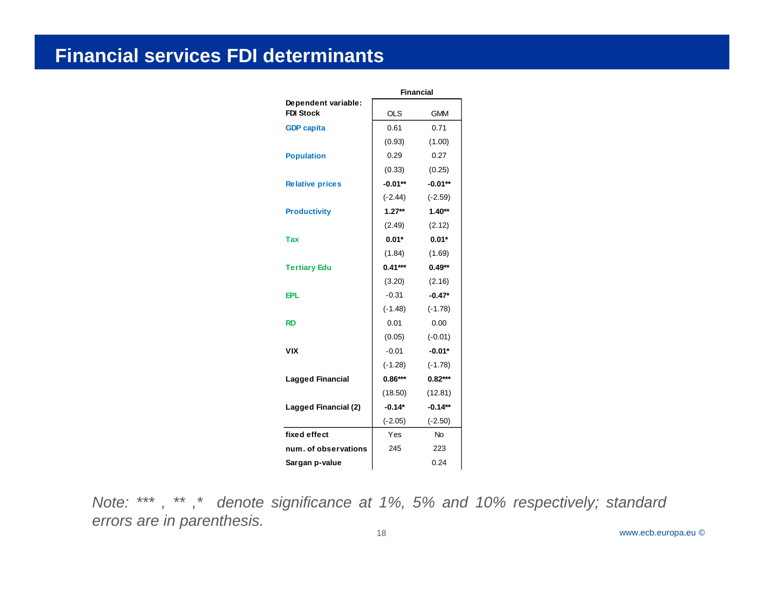# Financial services FDI determinants

| Dependent variable: FDI Stock | Financial | |
|---|---|---|
| | OLS | GMM |
| GDP capita | 0.61 | 0.71 |
| | (0.93) | (1.00) |
| Population | 0.29 | 0.27 |
| | (0.33) | (0.25) |
| Relative prices | **-0.01**** | **-0.01**** |
| | (-2.44) | (-2.59) |
| Productivity | **1.27**** | **1.40**** |
| | (2.49) | (2.12) |
| Tax | **0.01*** | **0.01*** |
| | (1.84) | (1.69) |
| Tertiary Edu | **0.41***** | **0.49**** |
| | (3.20) | (2.16) |
| EPL | -0.31 | **-0.47*** |
| | (-1.48) | (-1.78) |
| RD | 0.01 | 0.00 |
| | (0.05) | (-0.01) |
| VIX | -0.01 | **-0.01*** |
| | (-1.28) | (-1.78) |
| Lagged Financial | **0.86***** | **0.82***** |
| | (18.50) | (12.81) |
| Lagged Financial (2) | **-0.14*** | **-0.14**** |
| | (-2.05) | (-2.50) |
| fixed effect | Yes | No |
| num. of observations | 245 | 223 |
| Sargan p-value | | 0.24 |

*Note: *** , ** ,* denote significance at 1%, 5% and 10% respectively; standard errors are in parenthesis.*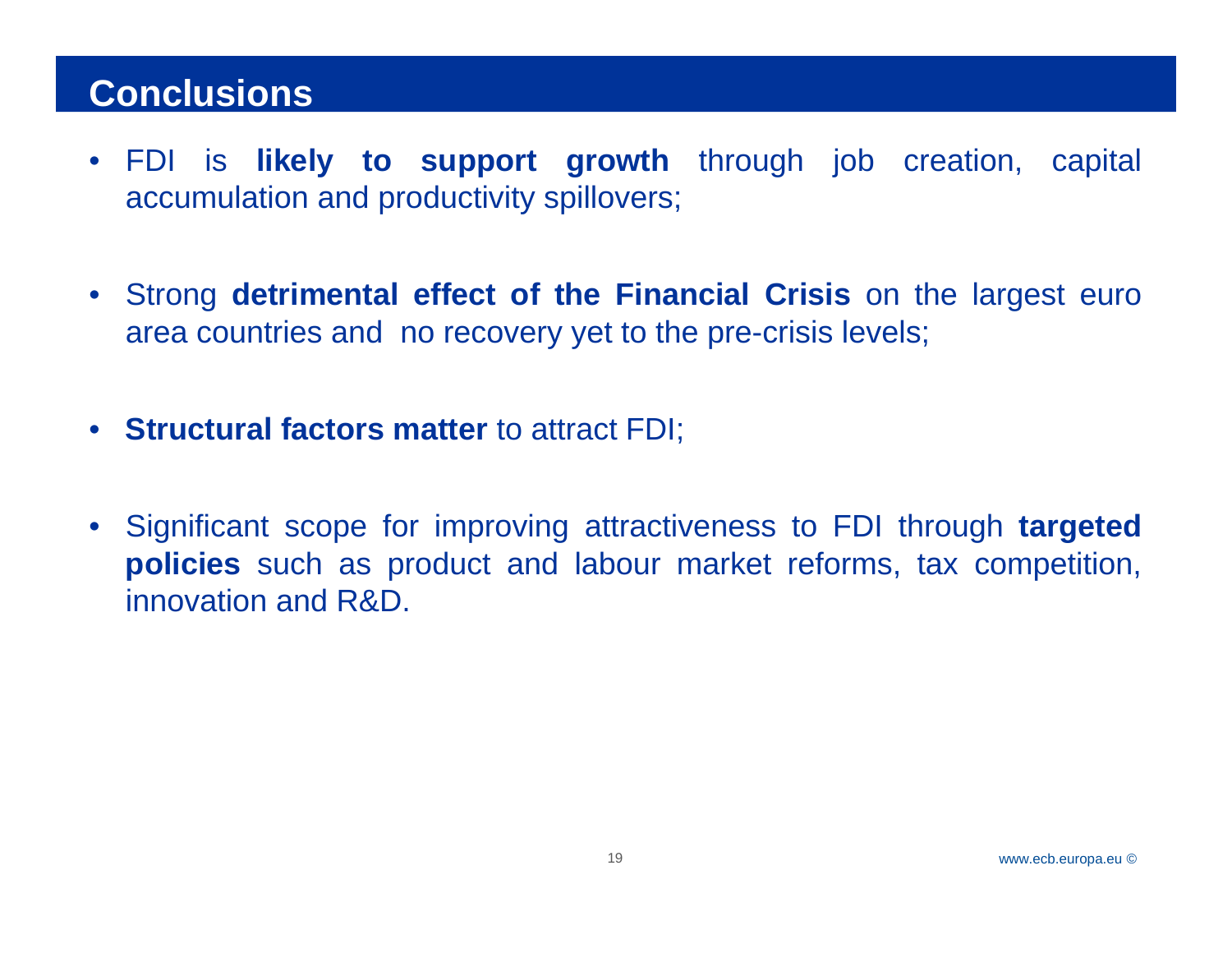# Conclusions

- FDI is **likely to support growth** through job creation, capital accumulation and productivity spillovers;

- Strong **detrimental effect of the Financial Crisis** on the largest euro area countries and no recovery yet to the pre-crisis levels;

- **Structural factors matter** to attract FDI;

- Significant scope for improving attractiveness to FDI through **targeted policies** such as product and labour market reforms, tax competition, innovation and R&D.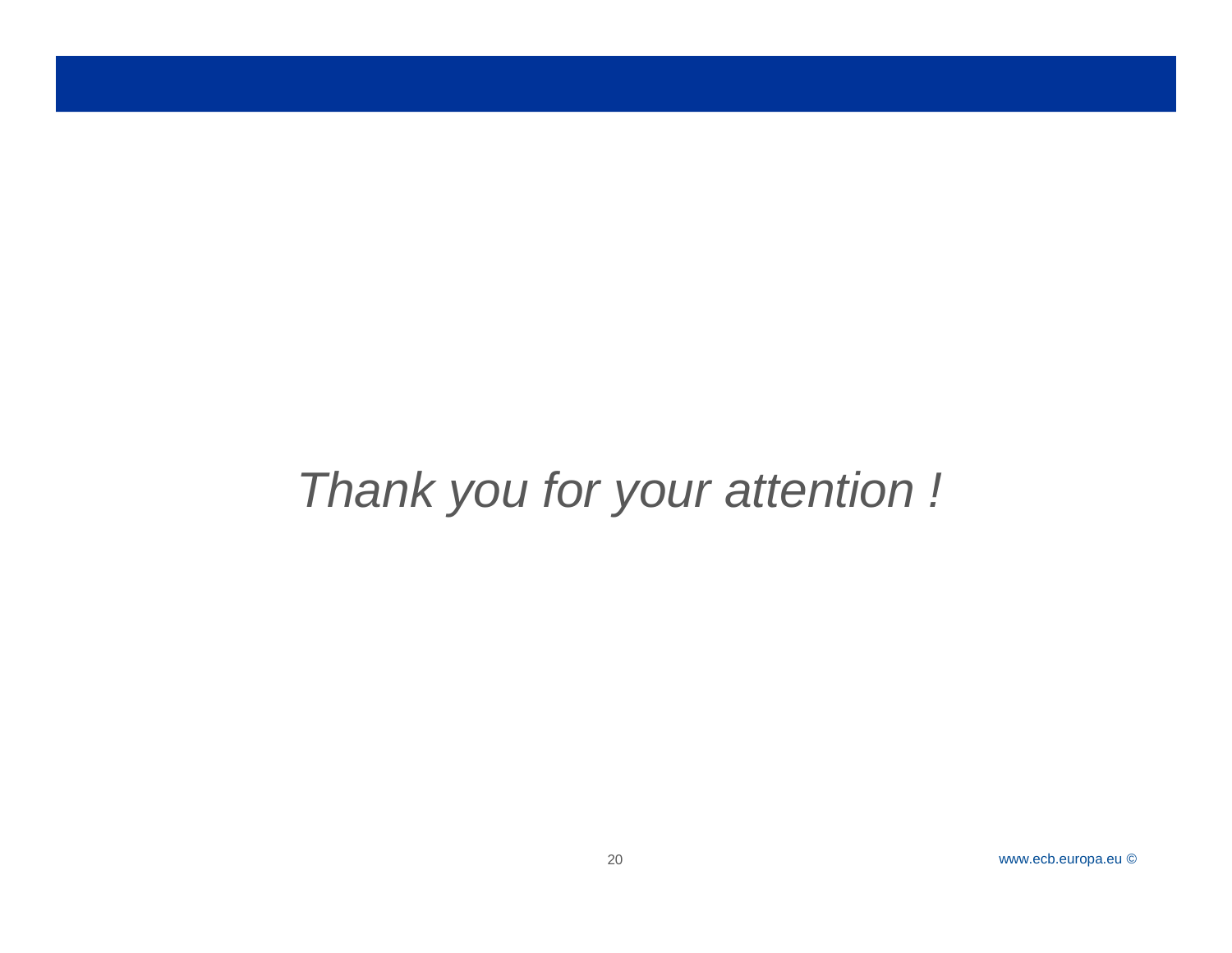*Thank you for your attention !*